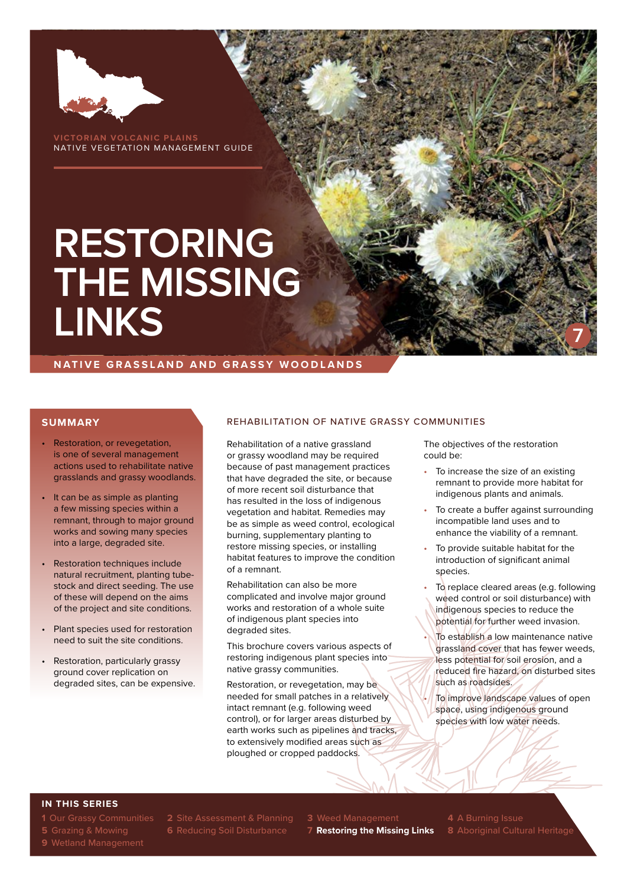VICTORIAN VOLCANIC PLAINS
NATIVE VEGETATION MANAGEMENT GUIDE

# RESTORING THE MISSING LINKS

7

NATIVE GRASSLAND AND GRASSY WOODLANDS

## SUMMARY

- Restoration, or revegetation, is one of several management actions used to rehabilitate native grasslands and grassy woodlands.
- It can be as simple as planting a few missing species within a remnant, through to major ground works and sowing many species into a large, degraded site.
- Restoration techniques include natural recruitment, planting tube-stock and direct seeding. The use of these will depend on the aims of the project and site conditions.
- Plant species used for restoration need to suit the site conditions.
- Restoration, particularly grassy ground cover replication on degraded sites, can be expensive.

## REHABILITATION OF NATIVE GRASSY COMMUNITIES

Rehabilitation of a native grassland or grassy woodland may be required because of past management practices that have degraded the site, or because of more recent soil disturbance that has resulted in the loss of indigenous vegetation and habitat. Remedies may be as simple as weed control, ecological burning, supplementary planting to restore missing species, or installing habitat features to improve the condition of a remnant.

Rehabilitation can also be more complicated and involve major ground works and restoration of a whole suite of indigenous plant species into degraded sites.

This brochure covers various aspects of restoring indigenous plant species into native grassy communities.

Restoration, or revegetation, may be needed for small patches in a relatively intact remnant (e.g. following weed control), or for larger areas disturbed by earth works such as pipelines and tracks, to extensively modified areas such as ploughed or cropped paddocks.

The objectives of the restoration could be:

- To increase the size of an existing remnant to provide more habitat for indigenous plants and animals.
- To create a buffer against surrounding incompatible land uses and to enhance the viability of a remnant.
- To provide suitable habitat for the introduction of significant animal species.
- To replace cleared areas (e.g. following weed control or soil disturbance) with indigenous species to reduce the potential for further weed invasion.
- To establish a low maintenance native grassland cover that has fewer weeds, less potential for soil erosion, and a reduced fire hazard, on disturbed sites such as roadsides.
- To improve landscape values of open space, using indigenous ground species with low water needs.

### IN THIS SERIES

**1** Our Grassy Communities
**2** Site Assessment & Planning
**3** Weed Management
**4** A Burning Issue
**5** Grazing & Mowing
**6** Reducing Soil Disturbance
**7 Restoring the Missing Links**
**8** Aboriginal Cultural Heritage
**9** Wetland Management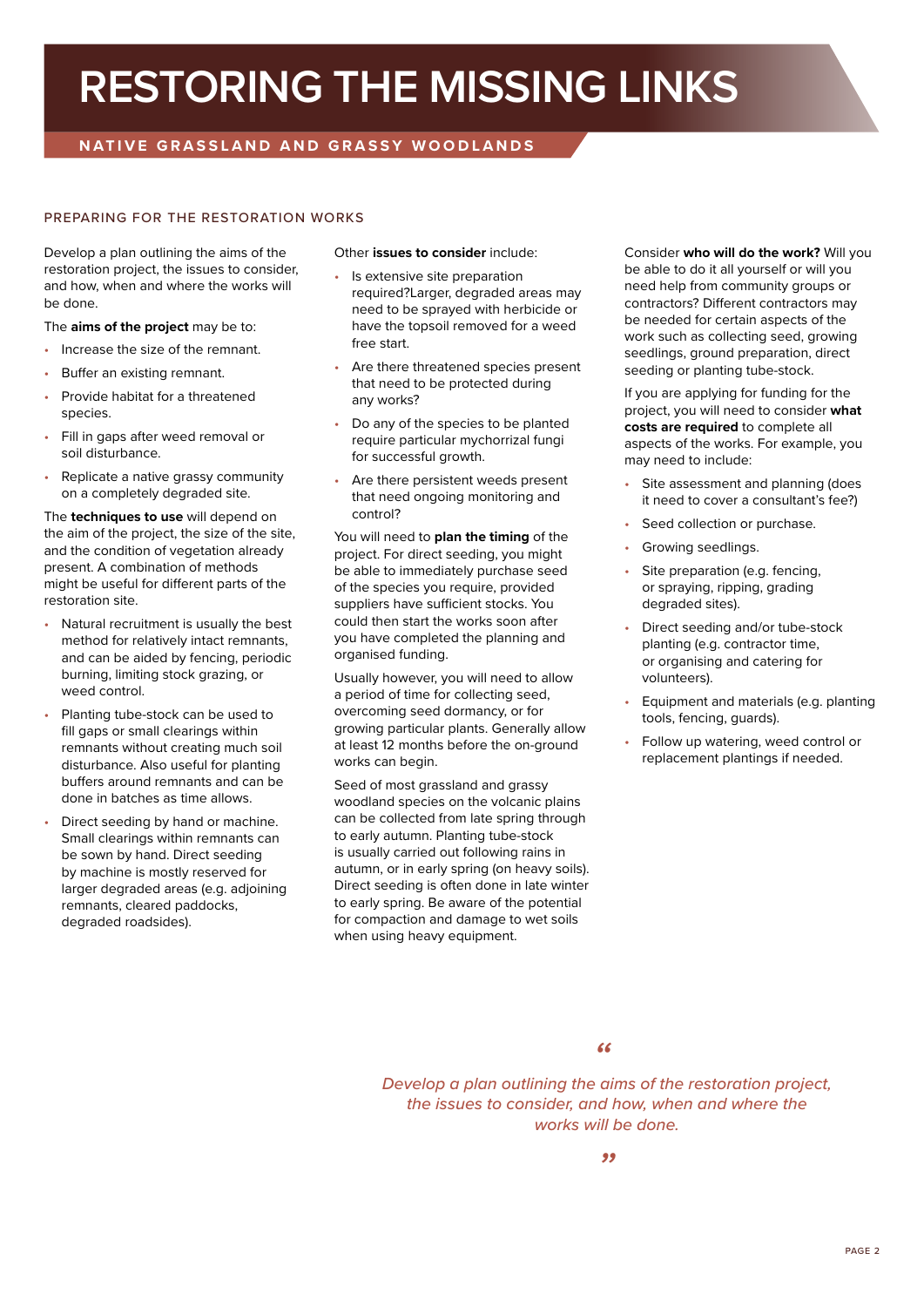# RESTORING THE MISSING LINKS

## NATIVE GRASSLAND AND GRASSY WOODLANDS

### PREPARING FOR THE RESTORATION WORKS

Develop a plan outlining the aims of the restoration project, the issues to consider, and how, when and where the works will be done.

The **aims of the project** may be to:

- Increase the size of the remnant.
- Buffer an existing remnant.
- Provide habitat for a threatened species.
- Fill in gaps after weed removal or soil disturbance.
- Replicate a native grassy community on a completely degraded site.

The **techniques to use** will depend on the aim of the project, the size of the site, and the condition of vegetation already present. A combination of methods might be useful for different parts of the restoration site.

- Natural recruitment is usually the best method for relatively intact remnants, and can be aided by fencing, periodic burning, limiting stock grazing, or weed control.
- Planting tube-stock can be used to fill gaps or small clearings within remnants without creating much soil disturbance. Also useful for planting buffers around remnants and can be done in batches as time allows.
- Direct seeding by hand or machine. Small clearings within remnants can be sown by hand. Direct seeding by machine is mostly reserved for larger degraded areas (e.g. adjoining remnants, cleared paddocks, degraded roadsides).

Other **issues to consider** include:

- Is extensive site preparation required?Larger, degraded areas may need to be sprayed with herbicide or have the topsoil removed for a weed free start.
- Are there threatened species present that need to be protected during any works?
- Do any of the species to be planted require particular mychorrizal fungi for successful growth.
- Are there persistent weeds present that need ongoing monitoring and control?

You will need to **plan the timing** of the project. For direct seeding, you might be able to immediately purchase seed of the species you require, provided suppliers have sufficient stocks. You could then start the works soon after you have completed the planning and organised funding.

Usually however, you will need to allow a period of time for collecting seed, overcoming seed dormancy, or for growing particular plants. Generally allow at least 12 months before the on-ground works can begin.

Seed of most grassland and grassy woodland species on the volcanic plains can be collected from late spring through to early autumn. Planting tube-stock is usually carried out following rains in autumn, or in early spring (on heavy soils). Direct seeding is often done in late winter to early spring. Be aware of the potential for compaction and damage to wet soils when using heavy equipment.

Consider **who will do the work?** Will you be able to do it all yourself or will you need help from community groups or contractors? Different contractors may be needed for certain aspects of the work such as collecting seed, growing seedlings, ground preparation, direct seeding or planting tube-stock.

If you are applying for funding for the project, you will need to consider **what costs are required** to complete all aspects of the works. For example, you may need to include:

- Site assessment and planning (does it need to cover a consultant's fee?)
- Seed collection or purchase.
- Growing seedlings.
- Site preparation (e.g. fencing, or spraying, ripping, grading degraded sites).
- Direct seeding and/or tube-stock planting (e.g. contractor time, or organising and catering for volunteers).
- Equipment and materials (e.g. planting tools, fencing, guards).
- Follow up watering, weed control or replacement plantings if needed.

> *Develop a plan outlining the aims of the restoration project, the issues to consider, and how, when and where the works will be done.*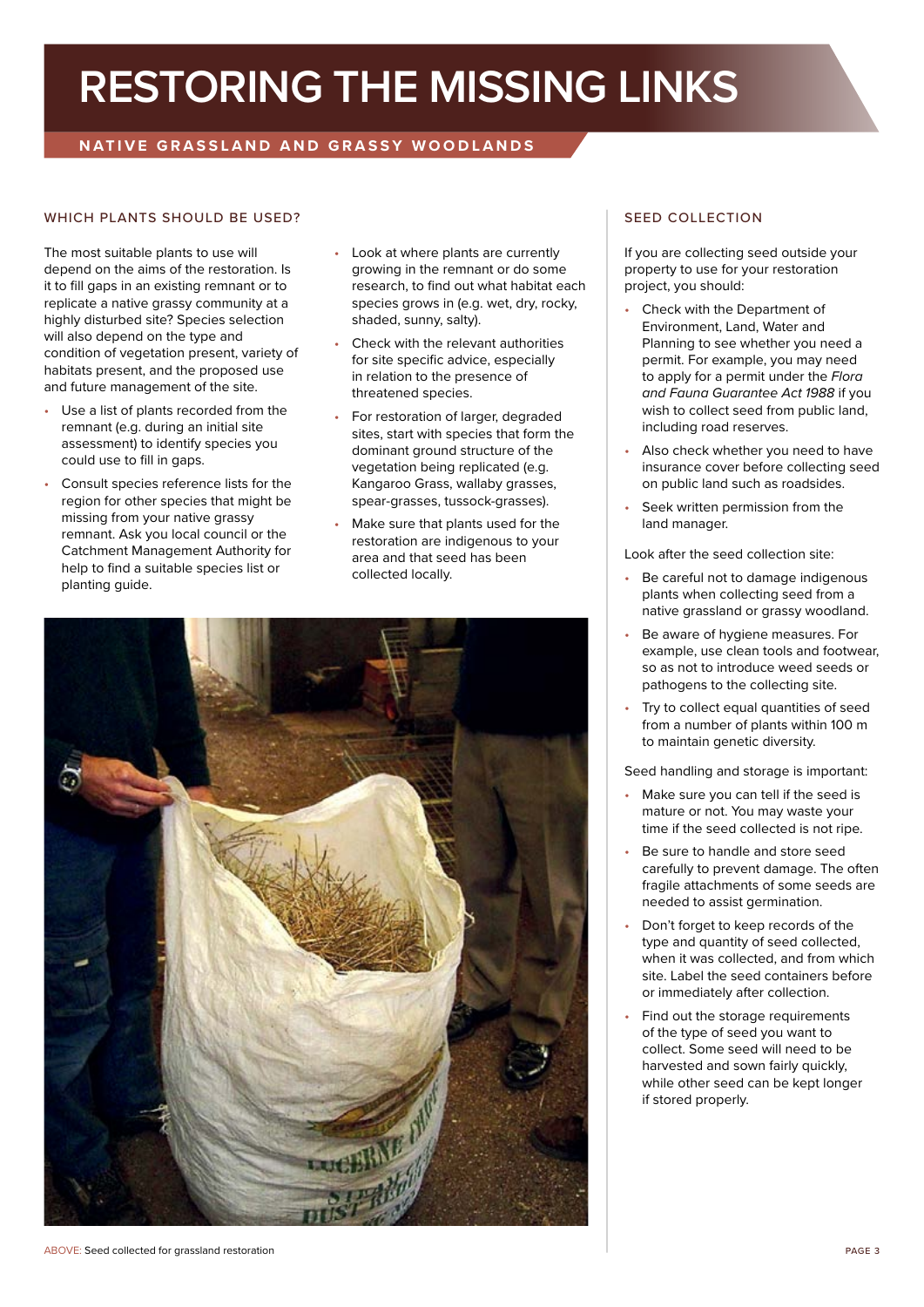# RESTORING THE MISSING LINKS

## NATIVE GRASSLAND AND GRASSY WOODLANDS

### WHICH PLANTS SHOULD BE USED?

The most suitable plants to use will depend on the aims of the restoration. Is it to fill gaps in an existing remnant or to replicate a native grassy community at a highly disturbed site? Species selection will also depend on the type and condition of vegetation present, variety of habitats present, and the proposed use and future management of the site.

- Use a list of plants recorded from the remnant (e.g. during an initial site assessment) to identify species you could use to fill in gaps.
- Consult species reference lists for the region for other species that might be missing from your native grassy remnant. Ask you local council or the Catchment Management Authority for help to find a suitable species list or planting guide.
- Look at where plants are currently growing in the remnant or do some research, to find out what habitat each species grows in (e.g. wet, dry, rocky, shaded, sunny, salty).
- Check with the relevant authorities for site specific advice, especially in relation to the presence of threatened species.
- For restoration of larger, degraded sites, start with species that form the dominant ground structure of the vegetation being replicated (e.g. Kangaroo Grass, wallaby grasses, spear-grasses, tussock-grasses).
- Make sure that plants used for the restoration are indigenous to your area and that seed has been collected locally.

ABOVE: Seed collected for grassland restoration

### SEED COLLECTION

If you are collecting seed outside your property to use for your restoration project, you should:

- Check with the Department of Environment, Land, Water and Planning to see whether you need a permit. For example, you may need to apply for a permit under the *Flora and Fauna Guarantee Act 1988* if you wish to collect seed from public land, including road reserves.
- Also check whether you need to have insurance cover before collecting seed on public land such as roadsides.
- Seek written permission from the land manager.

Look after the seed collection site:

- Be careful not to damage indigenous plants when collecting seed from a native grassland or grassy woodland.
- Be aware of hygiene measures. For example, use clean tools and footwear, so as not to introduce weed seeds or pathogens to the collecting site.
- Try to collect equal quantities of seed from a number of plants within 100 m to maintain genetic diversity.

Seed handling and storage is important:

- Make sure you can tell if the seed is mature or not. You may waste your time if the seed collected is not ripe.
- Be sure to handle and store seed carefully to prevent damage. The often fragile attachments of some seeds are needed to assist germination.
- Don't forget to keep records of the type and quantity of seed collected, when it was collected, and from which site. Label the seed containers before or immediately after collection.
- Find out the storage requirements of the type of seed you want to collect. Some seed will need to be harvested and sown fairly quickly, while other seed can be kept longer if stored properly.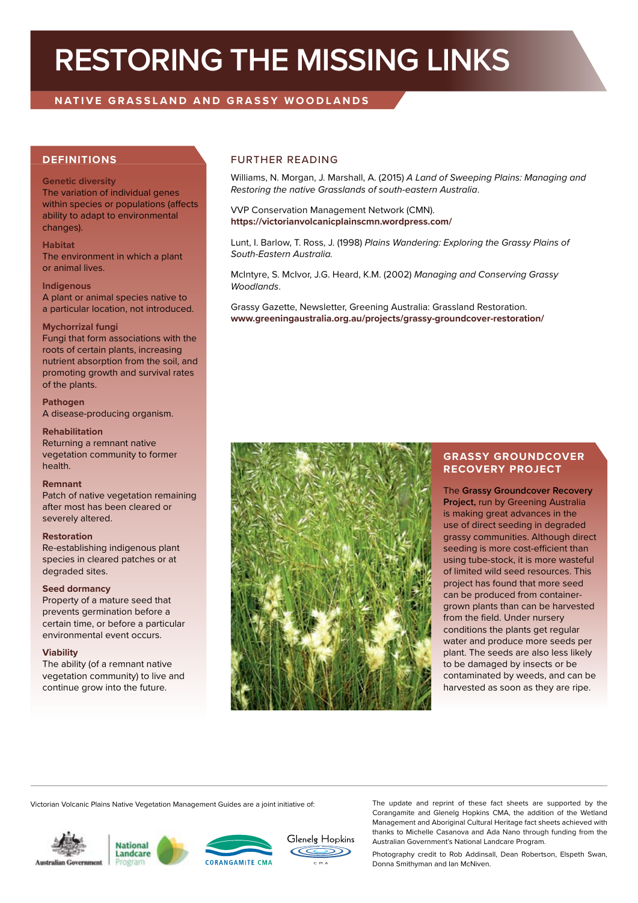# RESTORING THE MISSING LINKS

## NATIVE GRASSLAND AND GRASSY WOODLANDS

### DEFINITIONS

**Genetic diversity**
The variation of individual genes within species or populations (affects ability to adapt to environmental changes).

**Habitat**
The environment in which a plant or animal lives.

**Indigenous**
A plant or animal species native to a particular location, not introduced.

**Mychorrizal fungi**
Fungi that form associations with the roots of certain plants, increasing nutrient absorption from the soil, and promoting growth and survival rates of the plants.

**Pathogen**
A disease-producing organism.

**Rehabilitation**
Returning a remnant native vegetation community to former health.

**Remnant**
Patch of native vegetation remaining after most has been cleared or severely altered.

**Restoration**
Re-establishing indigenous plant species in cleared patches or at degraded sites.

**Seed dormancy**
Property of a mature seed that prevents germination before a certain time, or before a particular environmental event occurs.

**Viability**
The ability (of a remnant native vegetation community) to live and continue grow into the future.

### FURTHER READING

Williams, N. Morgan, J. Marshall, A. (2015) *A Land of Sweeping Plains: Managing and Restoring the native Grasslands of south-eastern Australia*.

VVP Conservation Management Network (CMN).
**https://victorianvolcanicplainscmn.wordpress.com/**

Lunt, I. Barlow, T. Ross, J. (1998) *Plains Wandering: Exploring the Grassy Plains of South-Eastern Australia.*

McIntyre, S. McIvor, J.G. Heard, K.M. (2002) *Managing and Conserving Grassy Woodlands*.

Grassy Gazette, Newsletter, Greening Australia: Grassland Restoration.
**www.greeningaustralia.org.au/projects/grassy-groundcover-restoration/**

### GRASSY GROUNDCOVER RECOVERY PROJECT

The **Grassy Groundcover Recovery Project,** run by Greening Australia is making great advances in the use of direct seeding in degraded grassy communities. Although direct seeding is more cost-efficient than using tube-stock, it is more wasteful of limited wild seed resources. This project has found that more seed can be produced from container-grown plants than can be harvested from the field. Under nursery conditions the plants get regular water and produce more seeds per plant. The seeds are also less likely to be damaged by insects or be contaminated by weeds, and can be harvested as soon as they are ripe.

---

Victorian Volcanic Plains Native Vegetation Management Guides are a joint initiative of:

Australian Government | National Landcare Program | Corangamite CMA | Glenelg Hopkins CMA

The update and reprint of these fact sheets are supported by the Corangamite and Glenelg Hopkins CMA, the addition of the Wetland Management and Aboriginal Cultural Heritage fact sheets achieved with thanks to Michelle Casanova and Ada Nano through funding from the Australian Government's National Landcare Program.

Photography credit to Rob Addinsall, Dean Robertson, Elspeth Swan, Donna Smithyman and Ian McNiven.